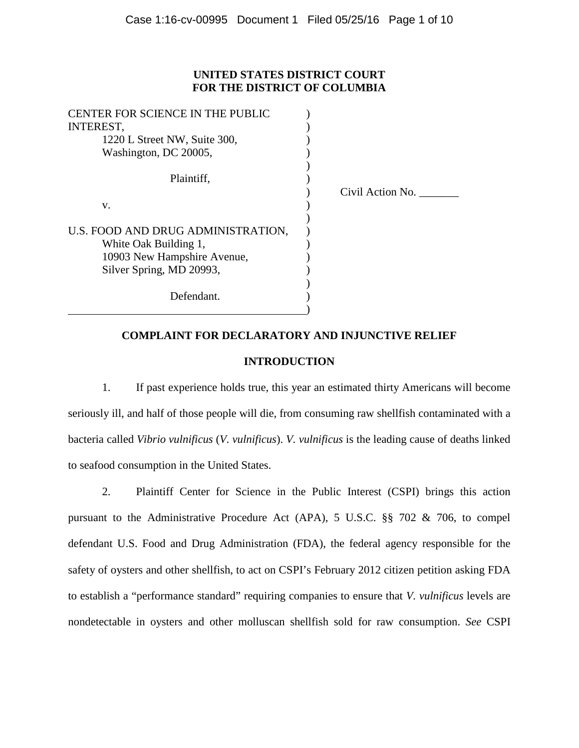**UNITED STATES DISTRICT COURT**
**FOR THE DISTRICT OF COLUMBIA**

CENTER FOR SCIENCE IN THE PUBLIC INTEREST,
1220 L Street NW, Suite 300,
Washington, DC 20005,

Plaintiff,

v.

U.S. FOOD AND DRUG ADMINISTRATION,
White Oak Building 1,
10903 New Hampshire Avenue,
Silver Spring, MD 20993,

Defendant.

Civil Action No. _______

**COMPLAINT FOR DECLARATORY AND INJUNCTIVE RELIEF**

**INTRODUCTION**

1. If past experience holds true, this year an estimated thirty Americans will become seriously ill, and half of those people will die, from consuming raw shellfish contaminated with a bacteria called *Vibrio vulnificus* (*V. vulnificus*). *V. vulnificus* is the leading cause of deaths linked to seafood consumption in the United States.

2. Plaintiff Center for Science in the Public Interest (CSPI) brings this action pursuant to the Administrative Procedure Act (APA), 5 U.S.C. §§ 702 & 706, to compel defendant U.S. Food and Drug Administration (FDA), the federal agency responsible for the safety of oysters and other shellfish, to act on CSPI's February 2012 citizen petition asking FDA to establish a "performance standard" requiring companies to ensure that *V. vulnificus* levels are nondetectable in oysters and other molluscan shellfish sold for raw consumption. *See* CSPI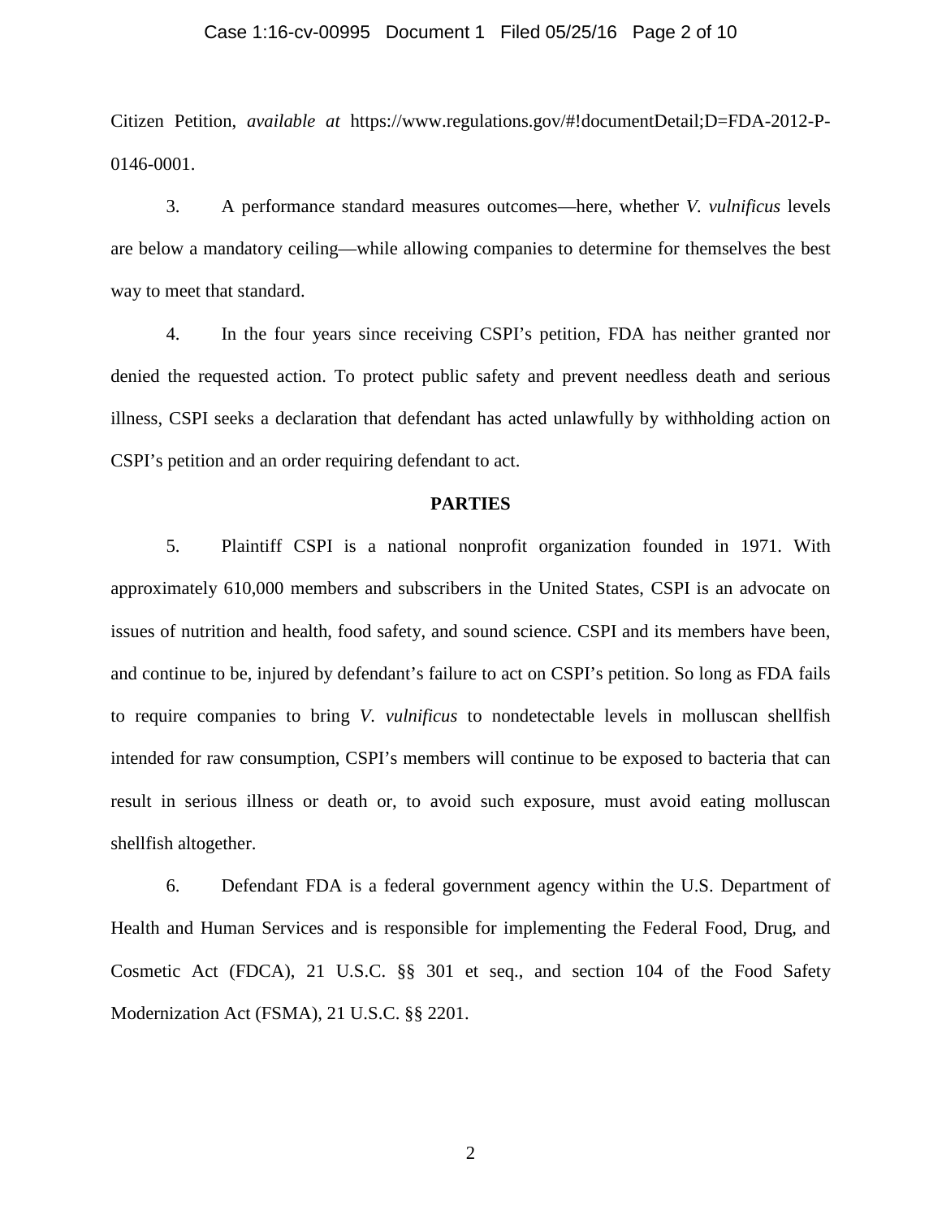Citizen Petition, *available at* https://www.regulations.gov/#!documentDetail;D=FDA-2012-P-0146-0001.

3. A performance standard measures outcomes—here, whether *V. vulnificus* levels are below a mandatory ceiling—while allowing companies to determine for themselves the best way to meet that standard.

4. In the four years since receiving CSPI's petition, FDA has neither granted nor denied the requested action. To protect public safety and prevent needless death and serious illness, CSPI seeks a declaration that defendant has acted unlawfully by withholding action on CSPI's petition and an order requiring defendant to act.

## PARTIES

5. Plaintiff CSPI is a national nonprofit organization founded in 1971. With approximately 610,000 members and subscribers in the United States, CSPI is an advocate on issues of nutrition and health, food safety, and sound science. CSPI and its members have been, and continue to be, injured by defendant's failure to act on CSPI's petition. So long as FDA fails to require companies to bring *V. vulnificus* to nondetectable levels in molluscan shellfish intended for raw consumption, CSPI's members will continue to be exposed to bacteria that can result in serious illness or death or, to avoid such exposure, must avoid eating molluscan shellfish altogether.

6. Defendant FDA is a federal government agency within the U.S. Department of Health and Human Services and is responsible for implementing the Federal Food, Drug, and Cosmetic Act (FDCA), 21 U.S.C. §§ 301 et seq., and section 104 of the Food Safety Modernization Act (FSMA), 21 U.S.C. §§ 2201.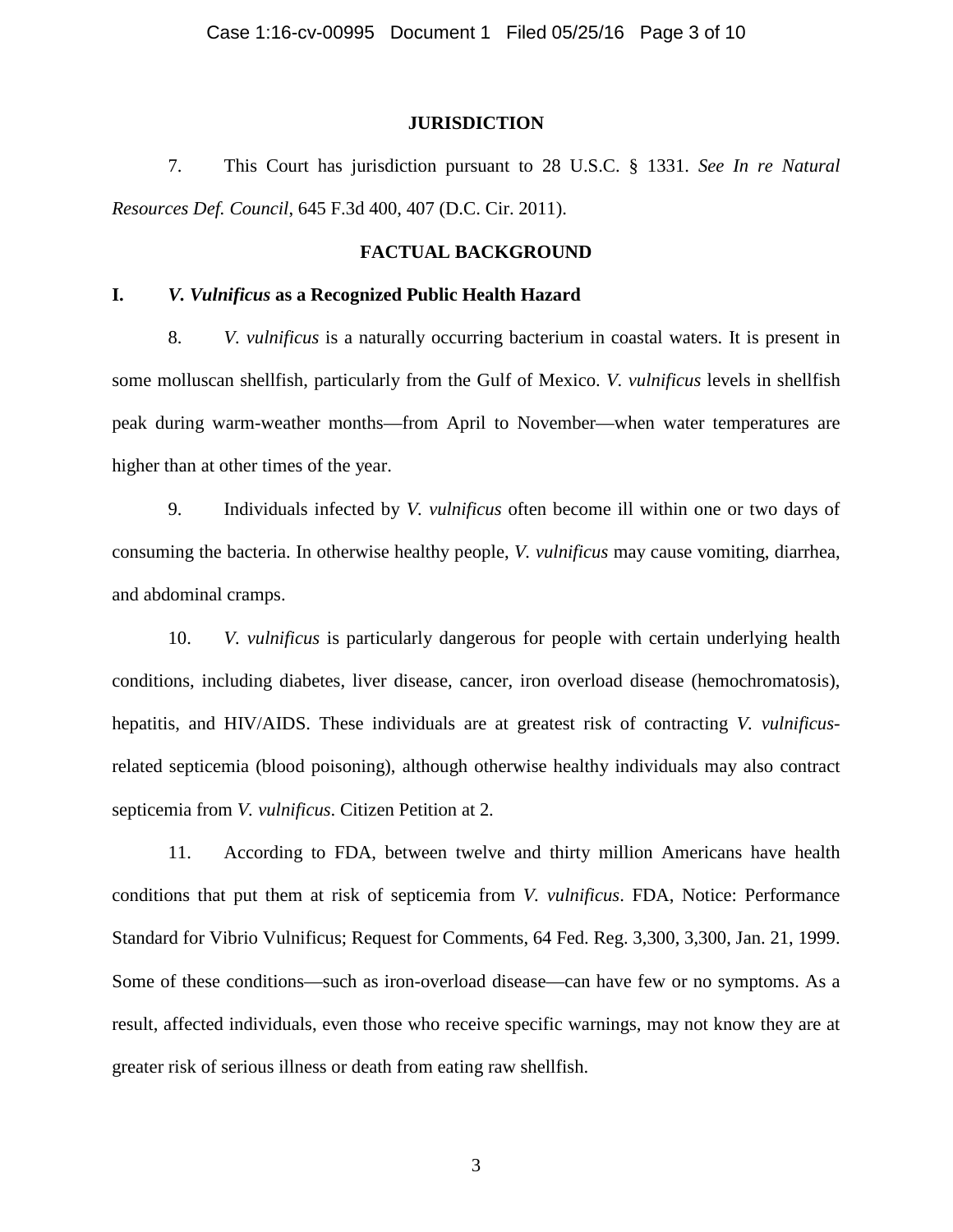## JURISDICTION

7. This Court has jurisdiction pursuant to 28 U.S.C. § 1331. *See In re Natural Resources Def. Council*, 645 F.3d 400, 407 (D.C. Cir. 2011).

## FACTUAL BACKGROUND

### I. *V. Vulnificus* as a Recognized Public Health Hazard

8. *V. vulnificus* is a naturally occurring bacterium in coastal waters. It is present in some molluscan shellfish, particularly from the Gulf of Mexico. *V. vulnificus* levels in shellfish peak during warm-weather months—from April to November—when water temperatures are higher than at other times of the year.

9. Individuals infected by *V. vulnificus* often become ill within one or two days of consuming the bacteria. In otherwise healthy people, *V. vulnificus* may cause vomiting, diarrhea, and abdominal cramps.

10. *V. vulnificus* is particularly dangerous for people with certain underlying health conditions, including diabetes, liver disease, cancer, iron overload disease (hemochromatosis), hepatitis, and HIV/AIDS. These individuals are at greatest risk of contracting *V. vulnificus*-related septicemia (blood poisoning), although otherwise healthy individuals may also contract septicemia from *V. vulnificus*. Citizen Petition at 2.

11. According to FDA, between twelve and thirty million Americans have health conditions that put them at risk of septicemia from *V. vulnificus*. FDA, Notice: Performance Standard for Vibrio Vulnificus; Request for Comments, 64 Fed. Reg. 3,300, 3,300, Jan. 21, 1999. Some of these conditions—such as iron-overload disease—can have few or no symptoms. As a result, affected individuals, even those who receive specific warnings, may not know they are at greater risk of serious illness or death from eating raw shellfish.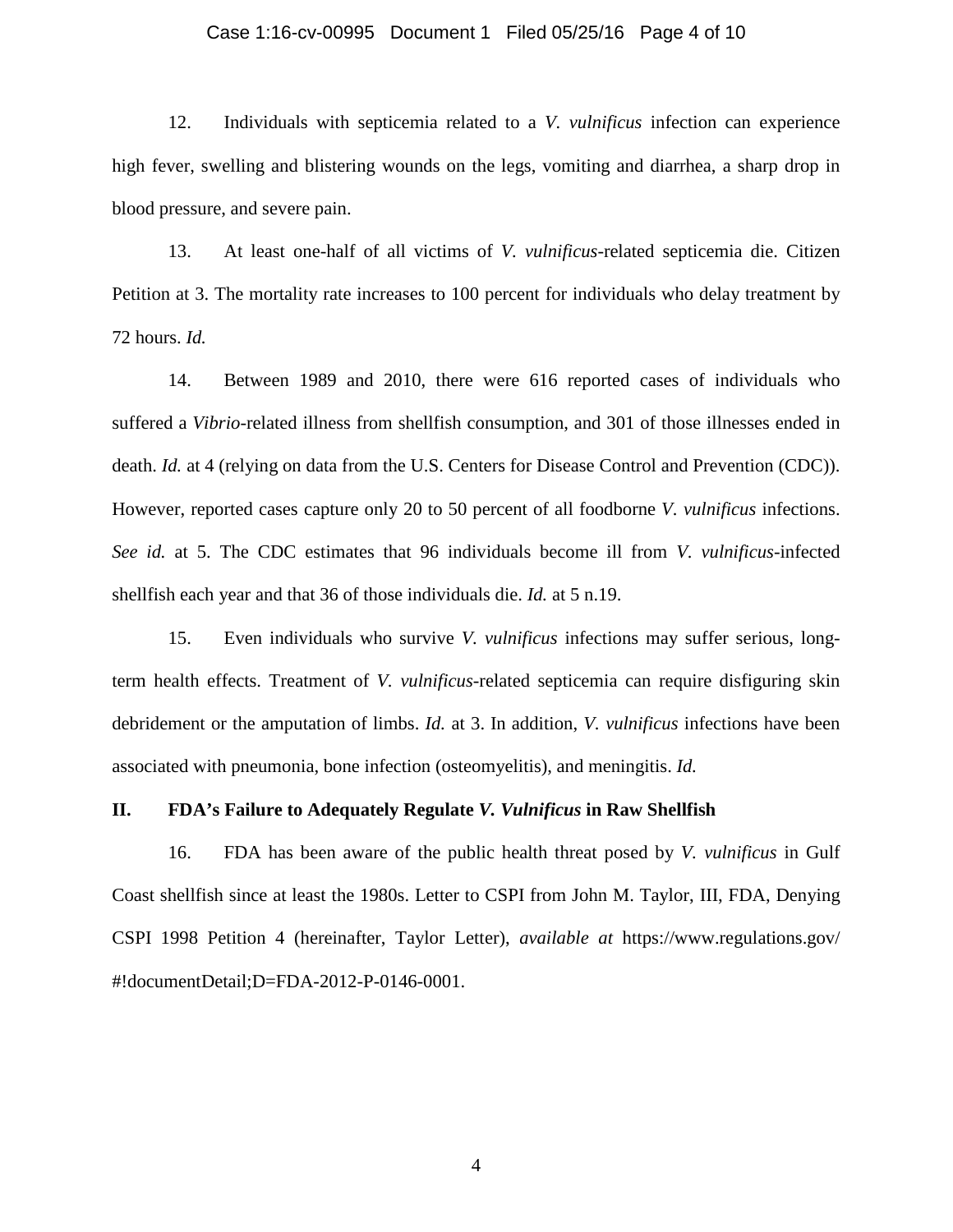12. Individuals with septicemia related to a *V. vulnificus* infection can experience high fever, swelling and blistering wounds on the legs, vomiting and diarrhea, a sharp drop in blood pressure, and severe pain.

13. At least one-half of all victims of *V. vulnificus*-related septicemia die. Citizen Petition at 3. The mortality rate increases to 100 percent for individuals who delay treatment by 72 hours. *Id.*

14. Between 1989 and 2010, there were 616 reported cases of individuals who suffered a *Vibrio*-related illness from shellfish consumption, and 301 of those illnesses ended in death. *Id.* at 4 (relying on data from the U.S. Centers for Disease Control and Prevention (CDC)). However, reported cases capture only 20 to 50 percent of all foodborne *V. vulnificus* infections. *See id.* at 5. The CDC estimates that 96 individuals become ill from *V. vulnificus*-infected shellfish each year and that 36 of those individuals die. *Id.* at 5 n.19.

15. Even individuals who survive *V. vulnificus* infections may suffer serious, long-term health effects. Treatment of *V. vulnificus*-related septicemia can require disfiguring skin debridement or the amputation of limbs. *Id.* at 3. In addition, *V. vulnificus* infections have been associated with pneumonia, bone infection (osteomyelitis), and meningitis. *Id.*

## II. FDA's Failure to Adequately Regulate *V. Vulnificus* in Raw Shellfish

16. FDA has been aware of the public health threat posed by *V. vulnificus* in Gulf Coast shellfish since at least the 1980s. Letter to CSPI from John M. Taylor, III, FDA, Denying CSPI 1998 Petition 4 (hereinafter, Taylor Letter), *available at* https://www.regulations.gov/#!documentDetail;D=FDA-2012-P-0146-0001.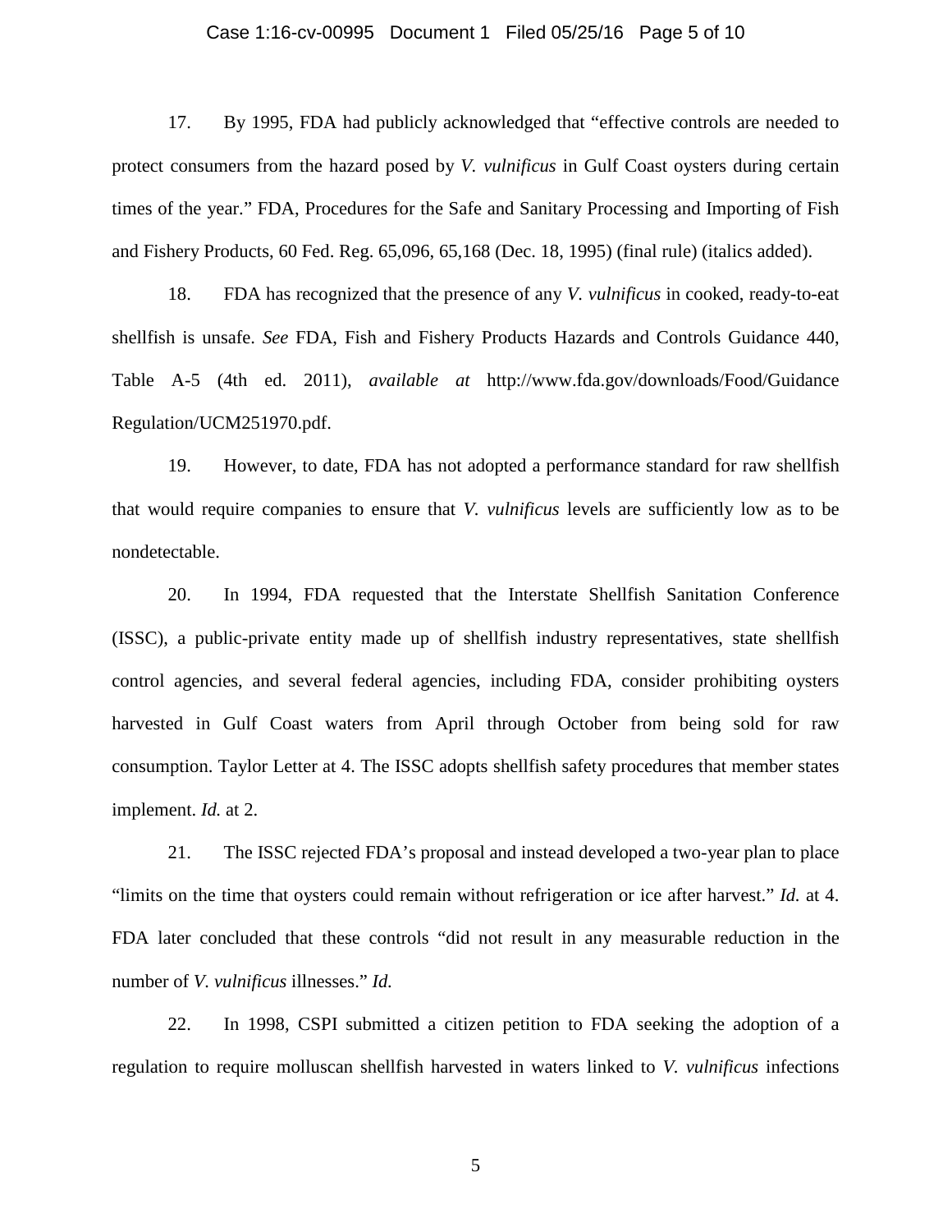17. By 1995, FDA had publicly acknowledged that "effective controls are needed to protect consumers from the hazard posed by *V. vulnificus* in Gulf Coast oysters during certain times of the year." FDA, Procedures for the Safe and Sanitary Processing and Importing of Fish and Fishery Products, 60 Fed. Reg. 65,096, 65,168 (Dec. 18, 1995) (final rule) (italics added).

18. FDA has recognized that the presence of any *V. vulnificus* in cooked, ready-to-eat shellfish is unsafe. *See* FDA, Fish and Fishery Products Hazards and Controls Guidance 440, Table A-5 (4th ed. 2011), *available at* http://www.fda.gov/downloads/Food/Guidance Regulation/UCM251970.pdf.

19. However, to date, FDA has not adopted a performance standard for raw shellfish that would require companies to ensure that *V. vulnificus* levels are sufficiently low as to be nondetectable.

20. In 1994, FDA requested that the Interstate Shellfish Sanitation Conference (ISSC), a public-private entity made up of shellfish industry representatives, state shellfish control agencies, and several federal agencies, including FDA, consider prohibiting oysters harvested in Gulf Coast waters from April through October from being sold for raw consumption. Taylor Letter at 4. The ISSC adopts shellfish safety procedures that member states implement. *Id.* at 2.

21. The ISSC rejected FDA's proposal and instead developed a two-year plan to place "limits on the time that oysters could remain without refrigeration or ice after harvest." *Id.* at 4. FDA later concluded that these controls "did not result in any measurable reduction in the number of *V. vulnificus* illnesses." *Id.*

22. In 1998, CSPI submitted a citizen petition to FDA seeking the adoption of a regulation to require molluscan shellfish harvested in waters linked to *V. vulnificus* infections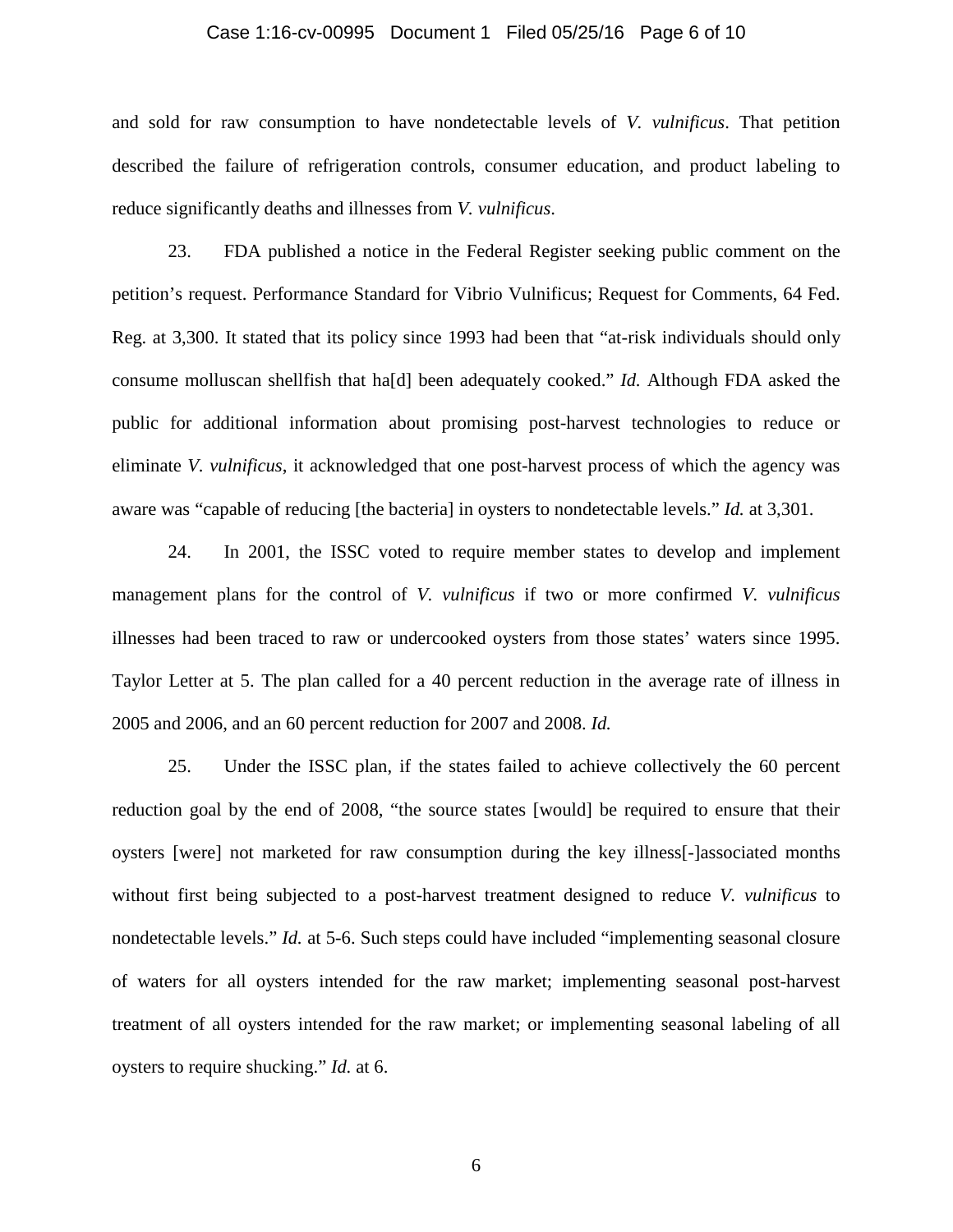and sold for raw consumption to have nondetectable levels of *V. vulnificus*. That petition described the failure of refrigeration controls, consumer education, and product labeling to reduce significantly deaths and illnesses from *V. vulnificus*.

23. FDA published a notice in the Federal Register seeking public comment on the petition's request. Performance Standard for Vibrio Vulnificus; Request for Comments, 64 Fed. Reg. at 3,300. It stated that its policy since 1993 had been that "at-risk individuals should only consume molluscan shellfish that ha[d] been adequately cooked." *Id.* Although FDA asked the public for additional information about promising post-harvest technologies to reduce or eliminate *V. vulnificus*, it acknowledged that one post-harvest process of which the agency was aware was "capable of reducing [the bacteria] in oysters to nondetectable levels." *Id.* at 3,301.

24. In 2001, the ISSC voted to require member states to develop and implement management plans for the control of *V. vulnificus* if two or more confirmed *V. vulnificus* illnesses had been traced to raw or undercooked oysters from those states' waters since 1995. Taylor Letter at 5. The plan called for a 40 percent reduction in the average rate of illness in 2005 and 2006, and an 60 percent reduction for 2007 and 2008. *Id.*

25. Under the ISSC plan, if the states failed to achieve collectively the 60 percent reduction goal by the end of 2008, "the source states [would] be required to ensure that their oysters [were] not marketed for raw consumption during the key illness[-]associated months without first being subjected to a post-harvest treatment designed to reduce *V. vulnificus* to nondetectable levels." *Id.* at 5-6. Such steps could have included "implementing seasonal closure of waters for all oysters intended for the raw market; implementing seasonal post-harvest treatment of all oysters intended for the raw market; or implementing seasonal labeling of all oysters to require shucking." *Id.* at 6.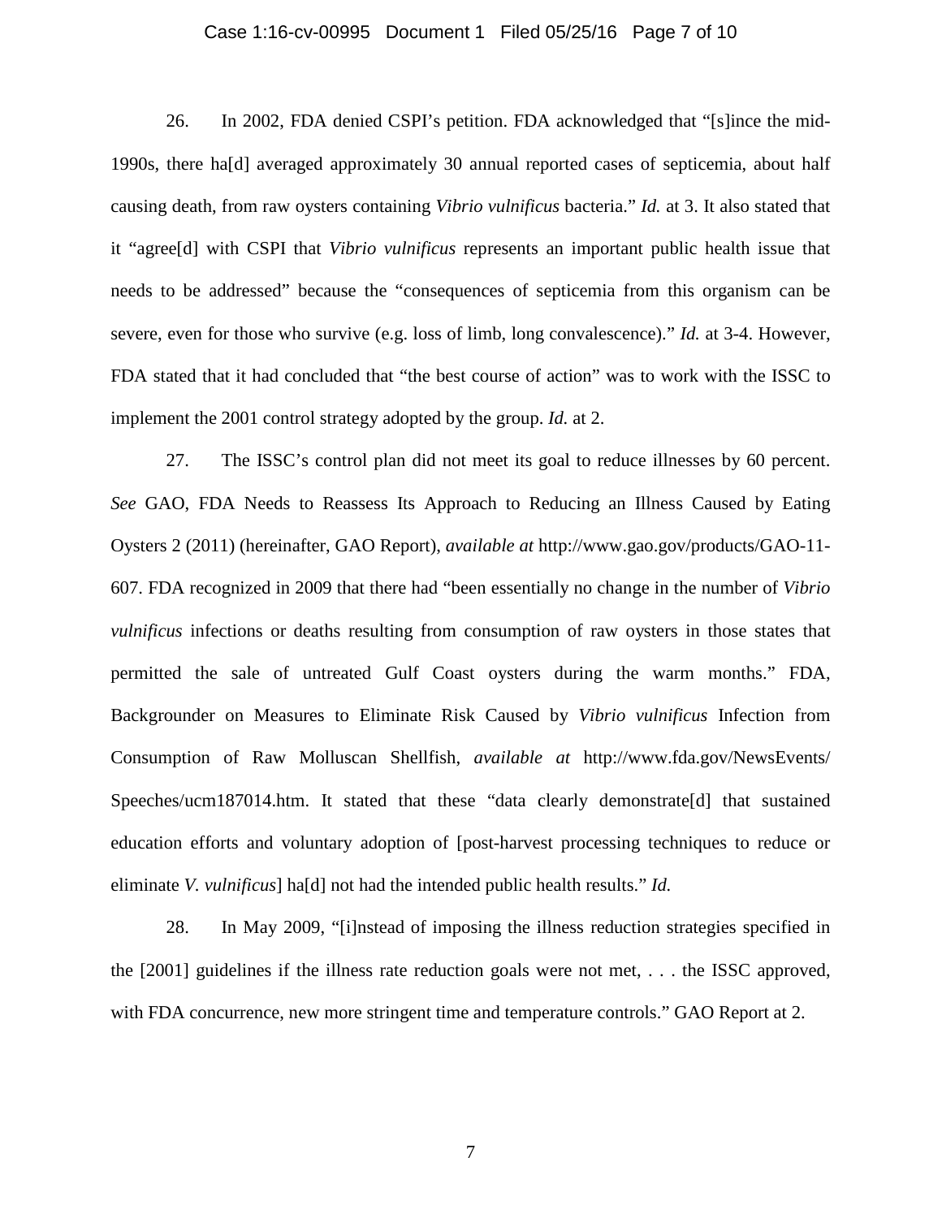26. In 2002, FDA denied CSPI's petition. FDA acknowledged that "[s]ince the mid-1990s, there ha[d] averaged approximately 30 annual reported cases of septicemia, about half causing death, from raw oysters containing *Vibrio vulnificus* bacteria." *Id.* at 3. It also stated that it "agree[d] with CSPI that *Vibrio vulnificus* represents an important public health issue that needs to be addressed" because the "consequences of septicemia from this organism can be severe, even for those who survive (e.g. loss of limb, long convalescence)." *Id.* at 3-4. However, FDA stated that it had concluded that "the best course of action" was to work with the ISSC to implement the 2001 control strategy adopted by the group. *Id.* at 2.

27. The ISSC's control plan did not meet its goal to reduce illnesses by 60 percent. *See* GAO, FDA Needs to Reassess Its Approach to Reducing an Illness Caused by Eating Oysters 2 (2011) (hereinafter, GAO Report), *available at* http://www.gao.gov/products/GAO-11-607. FDA recognized in 2009 that there had "been essentially no change in the number of *Vibrio vulnificus* infections or deaths resulting from consumption of raw oysters in those states that permitted the sale of untreated Gulf Coast oysters during the warm months." FDA, Backgrounder on Measures to Eliminate Risk Caused by *Vibrio vulnificus* Infection from Consumption of Raw Molluscan Shellfish, *available at* http://www.fda.gov/NewsEvents/Speeches/ucm187014.htm. It stated that these "data clearly demonstrate[d] that sustained education efforts and voluntary adoption of [post-harvest processing techniques to reduce or eliminate *V. vulnificus*] ha[d] not had the intended public health results." *Id.*

28. In May 2009, "[i]nstead of imposing the illness reduction strategies specified in the [2001] guidelines if the illness rate reduction goals were not met, . . . the ISSC approved, with FDA concurrence, new more stringent time and temperature controls." GAO Report at 2.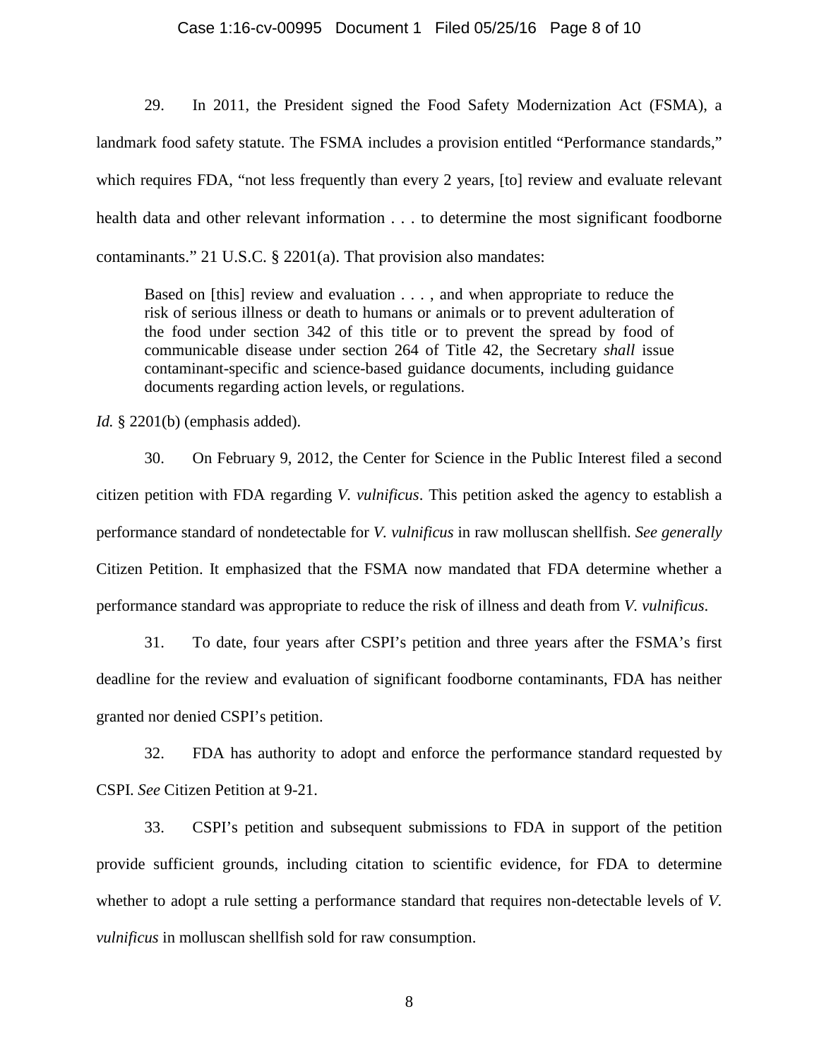29. In 2011, the President signed the Food Safety Modernization Act (FSMA), a landmark food safety statute. The FSMA includes a provision entitled "Performance standards," which requires FDA, "not less frequently than every 2 years, [to] review and evaluate relevant health data and other relevant information . . . to determine the most significant foodborne contaminants." 21 U.S.C. § 2201(a). That provision also mandates:

> Based on [this] review and evaluation . . . , and when appropriate to reduce the risk of serious illness or death to humans or animals or to prevent adulteration of the food under section 342 of this title or to prevent the spread by food of communicable disease under section 264 of Title 42, the Secretary *shall* issue contaminant-specific and science-based guidance documents, including guidance documents regarding action levels, or regulations.

*Id.* § 2201(b) (emphasis added).

30. On February 9, 2012, the Center for Science in the Public Interest filed a second citizen petition with FDA regarding *V. vulnificus*. This petition asked the agency to establish a performance standard of nondetectable for *V. vulnificus* in raw molluscan shellfish. *See generally* Citizen Petition. It emphasized that the FSMA now mandated that FDA determine whether a performance standard was appropriate to reduce the risk of illness and death from *V. vulnificus*.

31. To date, four years after CSPI's petition and three years after the FSMA's first deadline for the review and evaluation of significant foodborne contaminants, FDA has neither granted nor denied CSPI's petition.

32. FDA has authority to adopt and enforce the performance standard requested by CSPI. *See* Citizen Petition at 9-21.

33. CSPI's petition and subsequent submissions to FDA in support of the petition provide sufficient grounds, including citation to scientific evidence, for FDA to determine whether to adopt a rule setting a performance standard that requires non-detectable levels of *V. vulnificus* in molluscan shellfish sold for raw consumption.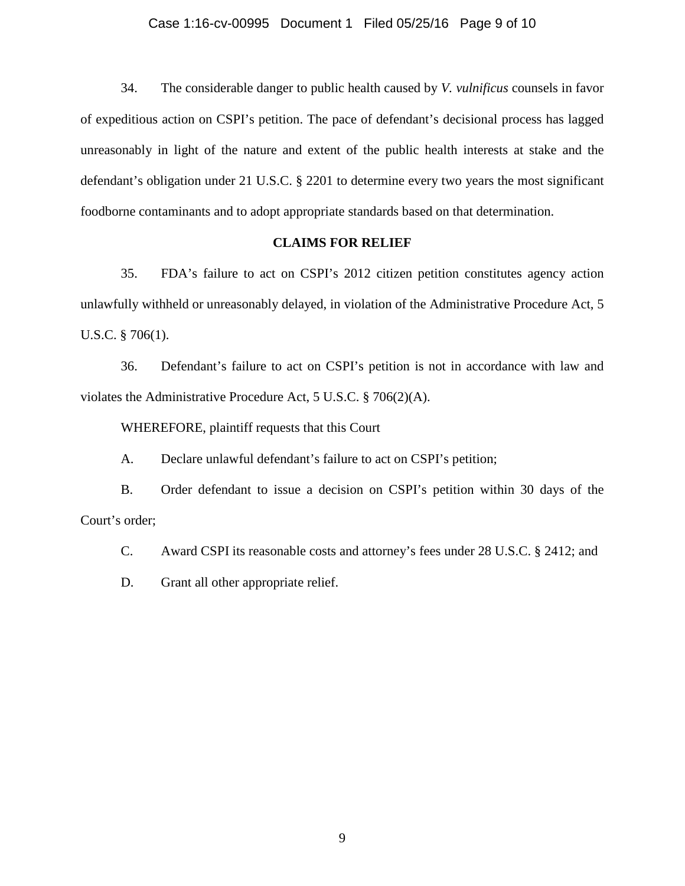34. The considerable danger to public health caused by *V. vulnificus* counsels in favor of expeditious action on CSPI's petition. The pace of defendant's decisional process has lagged unreasonably in light of the nature and extent of the public health interests at stake and the defendant's obligation under 21 U.S.C. § 2201 to determine every two years the most significant foodborne contaminants and to adopt appropriate standards based on that determination.

**CLAIMS FOR RELIEF**

35. FDA's failure to act on CSPI's 2012 citizen petition constitutes agency action unlawfully withheld or unreasonably delayed, in violation of the Administrative Procedure Act, 5 U.S.C. § 706(1).

36. Defendant's failure to act on CSPI's petition is not in accordance with law and violates the Administrative Procedure Act, 5 U.S.C. § 706(2)(A).

WHEREFORE, plaintiff requests that this Court

A. Declare unlawful defendant's failure to act on CSPI's petition;

B. Order defendant to issue a decision on CSPI's petition within 30 days of the Court's order;

C. Award CSPI its reasonable costs and attorney's fees under 28 U.S.C. § 2412; and

D. Grant all other appropriate relief.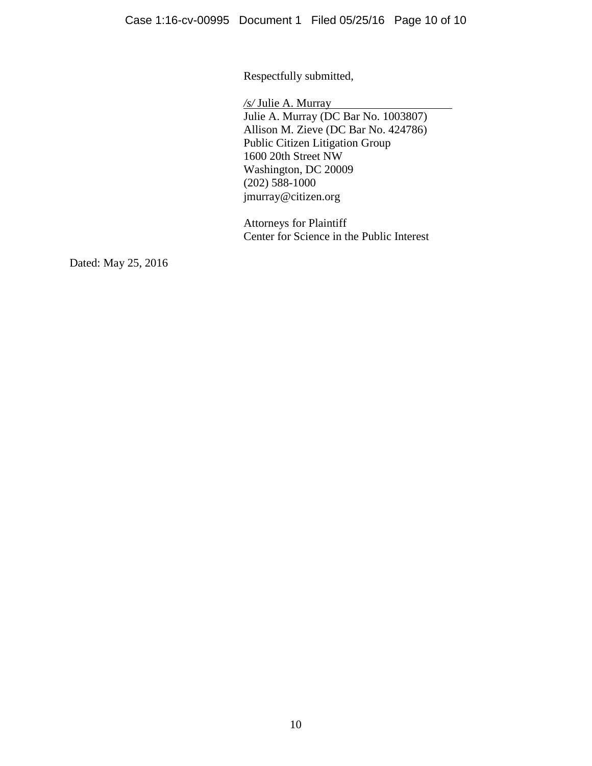Respectfully submitted,

*/s/* Julie A. Murray
Julie A. Murray (DC Bar No. 1003807)
Allison M. Zieve (DC Bar No. 424786)
Public Citizen Litigation Group
1600 20th Street NW
Washington, DC 20009
(202) 588-1000
jmurray@citizen.org

Attorneys for Plaintiff
Center for Science in the Public Interest

Dated: May 25, 2016